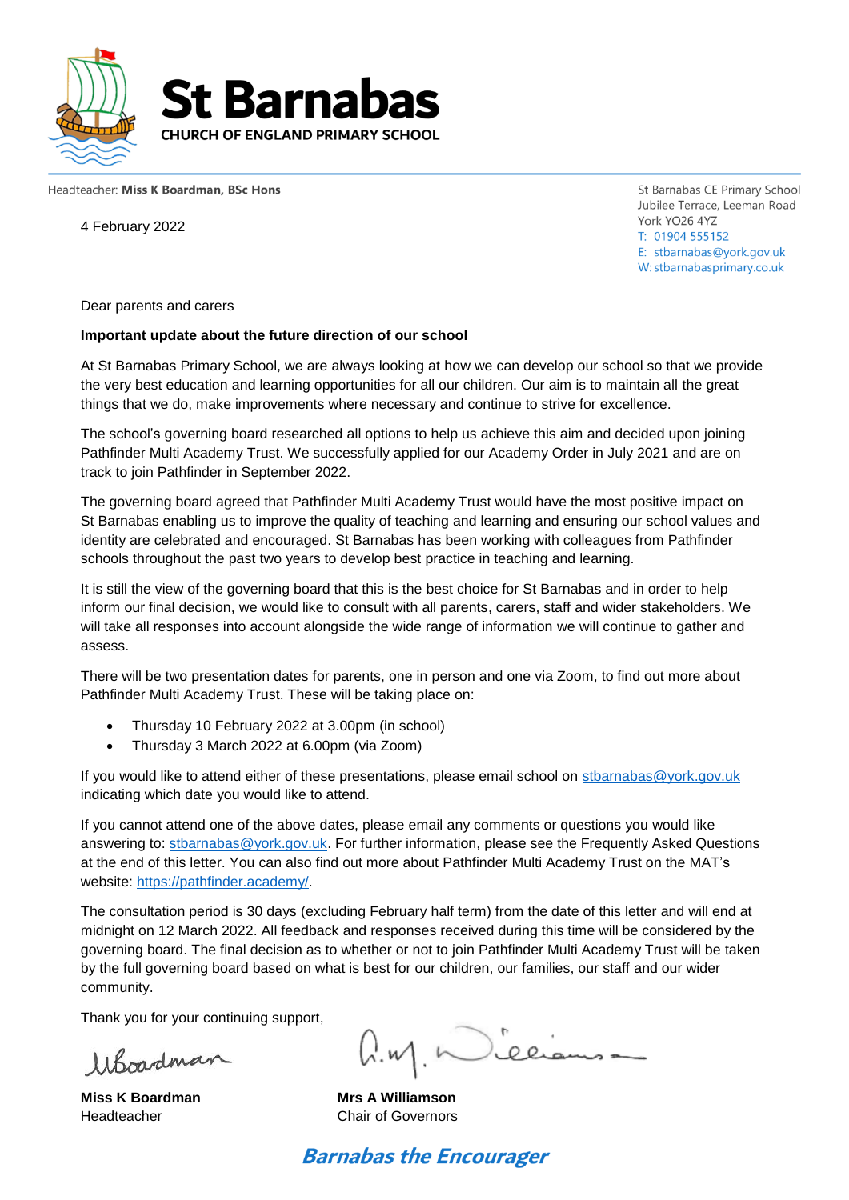# St Barnabas

CHURCH OF ENGLAND PRIMARY SCHOOL

Headteacher: **Miss K Boardman, BSc Hons**

St Barnabas CE Primary School
Jubilee Terrace, Leeman Road
York YO26 4YZ
T: 01904 555152
E: stbarnabas@york.gov.uk
W: stbarnabasprimary.co.uk

4 February 2022

Dear parents and carers

**Important update about the future direction of our school**

At St Barnabas Primary School, we are always looking at how we can develop our school so that we provide the very best education and learning opportunities for all our children. Our aim is to maintain all the great things that we do, make improvements where necessary and continue to strive for excellence.

The school's governing board researched all options to help us achieve this aim and decided upon joining Pathfinder Multi Academy Trust. We successfully applied for our Academy Order in July 2021 and are on track to join Pathfinder in September 2022.

The governing board agreed that Pathfinder Multi Academy Trust would have the most positive impact on St Barnabas enabling us to improve the quality of teaching and learning and ensuring our school values and identity are celebrated and encouraged. St Barnabas has been working with colleagues from Pathfinder schools throughout the past two years to develop best practice in teaching and learning.

It is still the view of the governing board that this is the best choice for St Barnabas and in order to help inform our final decision, we would like to consult with all parents, carers, staff and wider stakeholders. We will take all responses into account alongside the wide range of information we will continue to gather and assess.

There will be two presentation dates for parents, one in person and one via Zoom, to find out more about Pathfinder Multi Academy Trust. These will be taking place on:

- Thursday 10 February 2022 at 3.00pm (in school)
- Thursday 3 March 2022 at 6.00pm (via Zoom)

If you would like to attend either of these presentations, please email school on stbarnabas@york.gov.uk indicating which date you would like to attend.

If you cannot attend one of the above dates, please email any comments or questions you would like answering to: stbarnabas@york.gov.uk. For further information, please see the Frequently Asked Questions at the end of this letter. You can also find out more about Pathfinder Multi Academy Trust on the MAT's website: https://pathfinder.academy/.

The consultation period is 30 days (excluding February half term) from the date of this letter and will end at midnight on 12 March 2022. All feedback and responses received during this time will be considered by the governing board. The final decision as to whether or not to join Pathfinder Multi Academy Trust will be taken by the full governing board based on what is best for our children, our families, our staff and our wider community.

Thank you for your continuing support,

**Miss K Boardman**
Headteacher

**Mrs A Williamson**
Chair of Governors

***Barnabas the Encourager***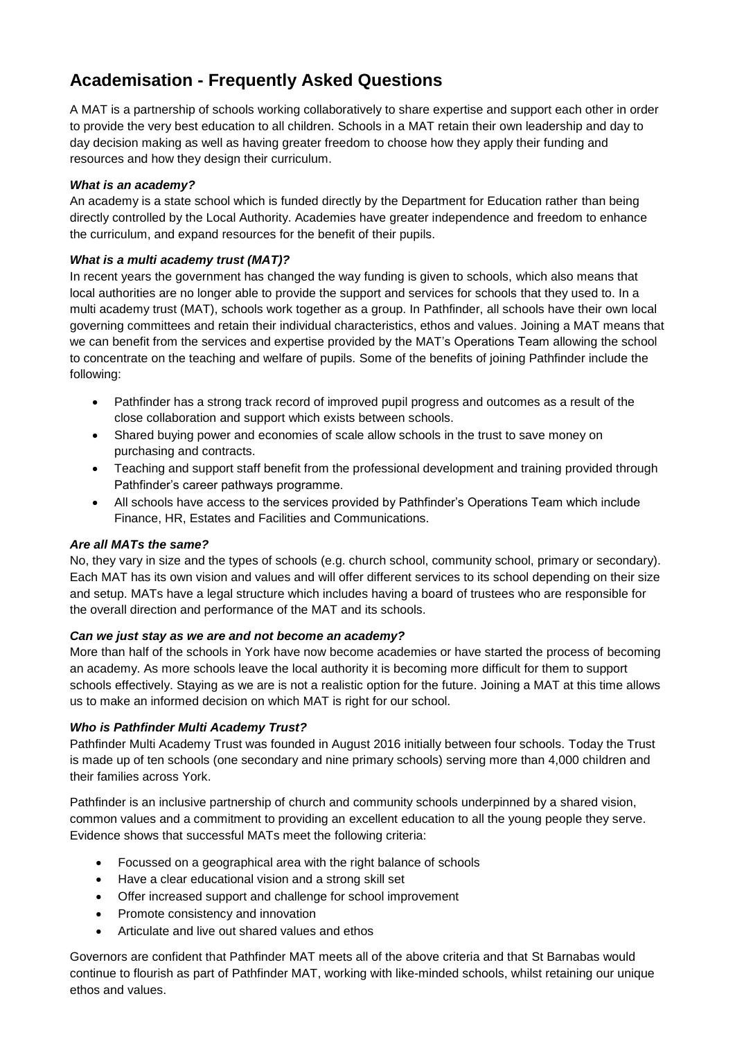# Academisation - Frequently Asked Questions

A MAT is a partnership of schools working collaboratively to share expertise and support each other in order to provide the very best education to all children. Schools in a MAT retain their own leadership and day to day decision making as well as having greater freedom to choose how they apply their funding and resources and how they design their curriculum.

***What is an academy?***

An academy is a state school which is funded directly by the Department for Education rather than being directly controlled by the Local Authority. Academies have greater independence and freedom to enhance the curriculum, and expand resources for the benefit of their pupils.

***What is a multi academy trust (MAT)?***

In recent years the government has changed the way funding is given to schools, which also means that local authorities are no longer able to provide the support and services for schools that they used to. In a multi academy trust (MAT), schools work together as a group. In Pathfinder, all schools have their own local governing committees and retain their individual characteristics, ethos and values. Joining a MAT means that we can benefit from the services and expertise provided by the MAT's Operations Team allowing the school to concentrate on the teaching and welfare of pupils. Some of the benefits of joining Pathfinder include the following:

- Pathfinder has a strong track record of improved pupil progress and outcomes as a result of the close collaboration and support which exists between schools.
- Shared buying power and economies of scale allow schools in the trust to save money on purchasing and contracts.
- Teaching and support staff benefit from the professional development and training provided through Pathfinder's career pathways programme.
- All schools have access to the services provided by Pathfinder's Operations Team which include Finance, HR, Estates and Facilities and Communications.

***Are all MATs the same?***

No, they vary in size and the types of schools (e.g. church school, community school, primary or secondary). Each MAT has its own vision and values and will offer different services to its school depending on their size and setup. MATs have a legal structure which includes having a board of trustees who are responsible for the overall direction and performance of the MAT and its schools.

***Can we just stay as we are and not become an academy?***

More than half of the schools in York have now become academies or have started the process of becoming an academy. As more schools leave the local authority it is becoming more difficult for them to support schools effectively. Staying as we are is not a realistic option for the future. Joining a MAT at this time allows us to make an informed decision on which MAT is right for our school.

***Who is Pathfinder Multi Academy Trust?***

Pathfinder Multi Academy Trust was founded in August 2016 initially between four schools. Today the Trust is made up of ten schools (one secondary and nine primary schools) serving more than 4,000 children and their families across York.

Pathfinder is an inclusive partnership of church and community schools underpinned by a shared vision, common values and a commitment to providing an excellent education to all the young people they serve. Evidence shows that successful MATs meet the following criteria:

- Focussed on a geographical area with the right balance of schools
- Have a clear educational vision and a strong skill set
- Offer increased support and challenge for school improvement
- Promote consistency and innovation
- Articulate and live out shared values and ethos

Governors are confident that Pathfinder MAT meets all of the above criteria and that St Barnabas would continue to flourish as part of Pathfinder MAT, working with like-minded schools, whilst retaining our unique ethos and values.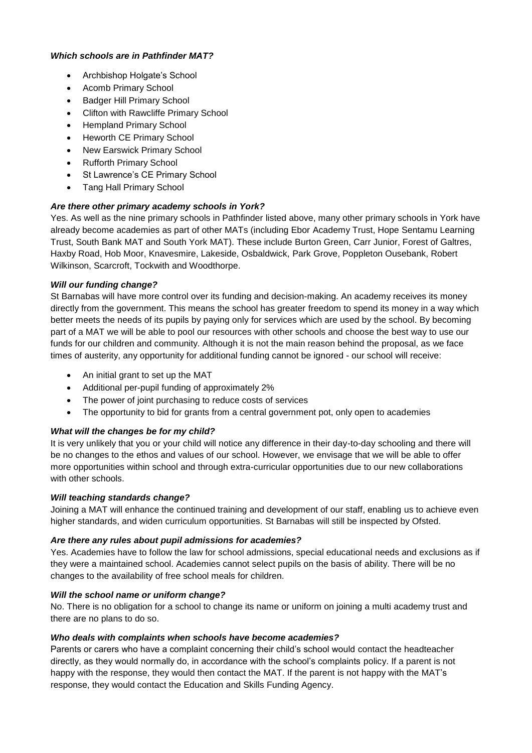***Which schools are in Pathfinder MAT?***

- Archbishop Holgate's School
- Acomb Primary School
- Badger Hill Primary School
- Clifton with Rawcliffe Primary School
- Hempland Primary School
- Heworth CE Primary School
- New Earswick Primary School
- Rufforth Primary School
- St Lawrence's CE Primary School
- Tang Hall Primary School

***Are there other primary academy schools in York?***

Yes. As well as the nine primary schools in Pathfinder listed above, many other primary schools in York have already become academies as part of other MATs (including Ebor Academy Trust, Hope Sentamu Learning Trust, South Bank MAT and South York MAT). These include Burton Green, Carr Junior, Forest of Galtres, Haxby Road, Hob Moor, Knavesmire, Lakeside, Osbaldwick, Park Grove, Poppleton Ousebank, Robert Wilkinson, Scarcroft, Tockwith and Woodthorpe.

***Will our funding change?***

St Barnabas will have more control over its funding and decision-making. An academy receives its money directly from the government. This means the school has greater freedom to spend its money in a way which better meets the needs of its pupils by paying only for services which are used by the school. By becoming part of a MAT we will be able to pool our resources with other schools and choose the best way to use our funds for our children and community. Although it is not the main reason behind the proposal, as we face times of austerity, any opportunity for additional funding cannot be ignored - our school will receive:

- An initial grant to set up the MAT
- Additional per-pupil funding of approximately 2%
- The power of joint purchasing to reduce costs of services
- The opportunity to bid for grants from a central government pot, only open to academies

***What will the changes be for my child?***

It is very unlikely that you or your child will notice any difference in their day-to-day schooling and there will be no changes to the ethos and values of our school. However, we envisage that we will be able to offer more opportunities within school and through extra-curricular opportunities due to our new collaborations with other schools.

***Will teaching standards change?***

Joining a MAT will enhance the continued training and development of our staff, enabling us to achieve even higher standards, and widen curriculum opportunities. St Barnabas will still be inspected by Ofsted.

***Are there any rules about pupil admissions for academies?***

Yes. Academies have to follow the law for school admissions, special educational needs and exclusions as if they were a maintained school. Academies cannot select pupils on the basis of ability. There will be no changes to the availability of free school meals for children.

***Will the school name or uniform change?***

No. There is no obligation for a school to change its name or uniform on joining a multi academy trust and there are no plans to do so.

***Who deals with complaints when schools have become academies?***

Parents or carers who have a complaint concerning their child's school would contact the headteacher directly, as they would normally do, in accordance with the school's complaints policy. If a parent is not happy with the response, they would then contact the MAT. If the parent is not happy with the MAT's response, they would contact the Education and Skills Funding Agency.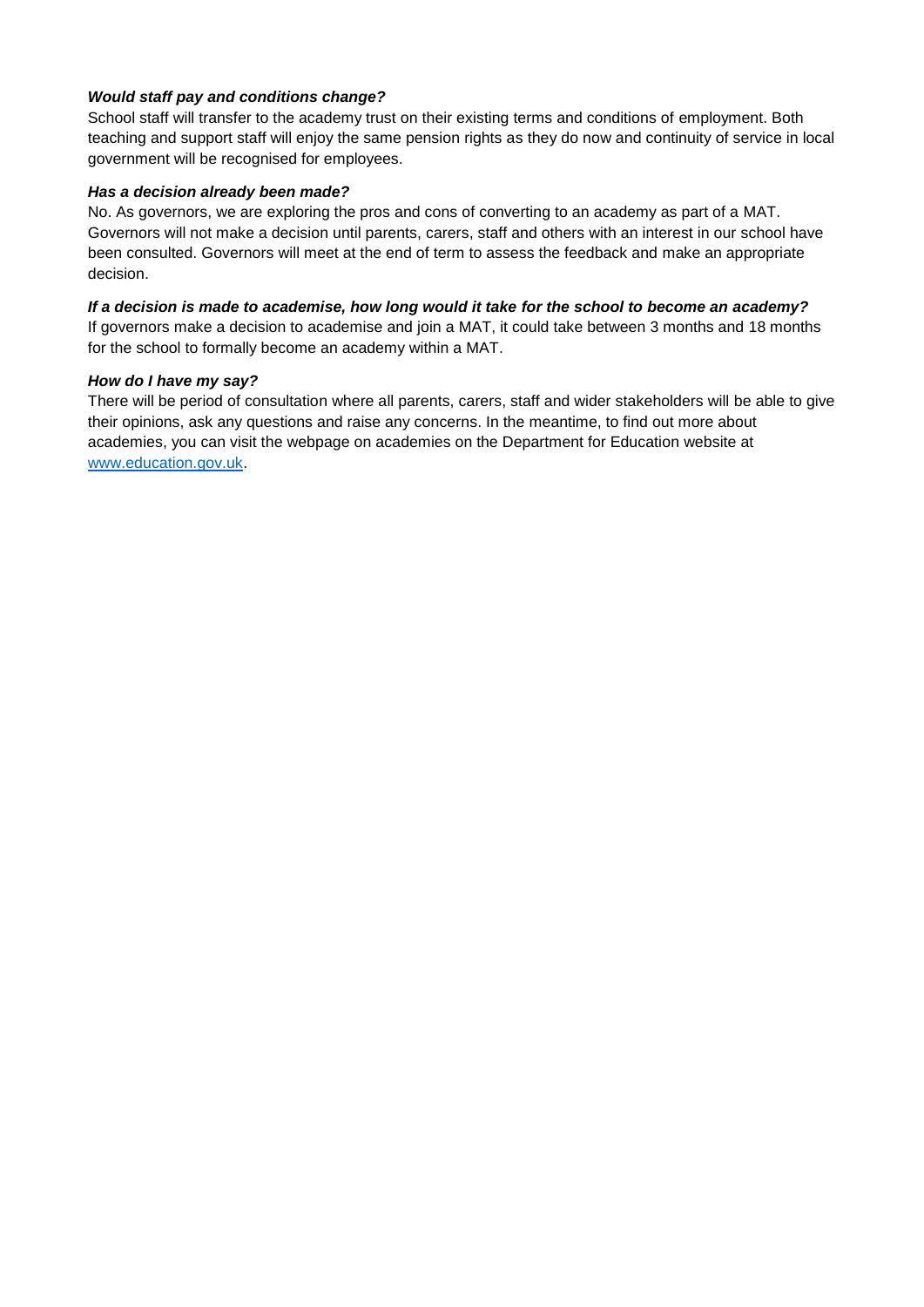***Would staff pay and conditions change?***

School staff will transfer to the academy trust on their existing terms and conditions of employment. Both teaching and support staff will enjoy the same pension rights as they do now and continuity of service in local government will be recognised for employees.

***Has a decision already been made?***

No. As governors, we are exploring the pros and cons of converting to an academy as part of a MAT. Governors will not make a decision until parents, carers, staff and others with an interest in our school have been consulted. Governors will meet at the end of term to assess the feedback and make an appropriate decision.

***If a decision is made to academise, how long would it take for the school to become an academy?***

If governors make a decision to academise and join a MAT, it could take between 3 months and 18 months for the school to formally become an academy within a MAT.

***How do I have my say?***

There will be period of consultation where all parents, carers, staff and wider stakeholders will be able to give their opinions, ask any questions and raise any concerns. In the meantime, to find out more about academies, you can visit the webpage on academies on the Department for Education website at [www.education.gov.uk](http://www.education.gov.uk).